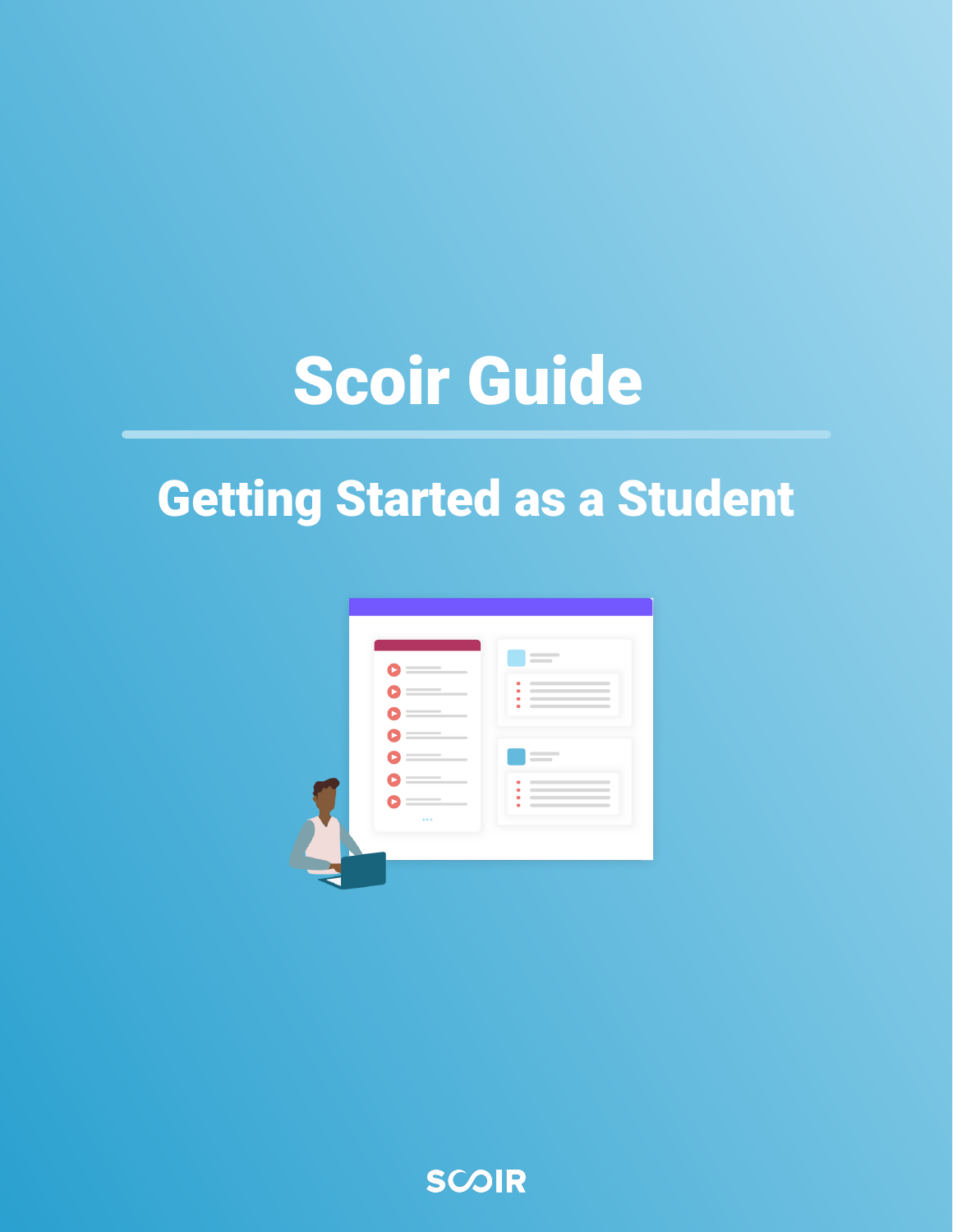# Scoir Guide

## Getting Started as a Student

SCOIR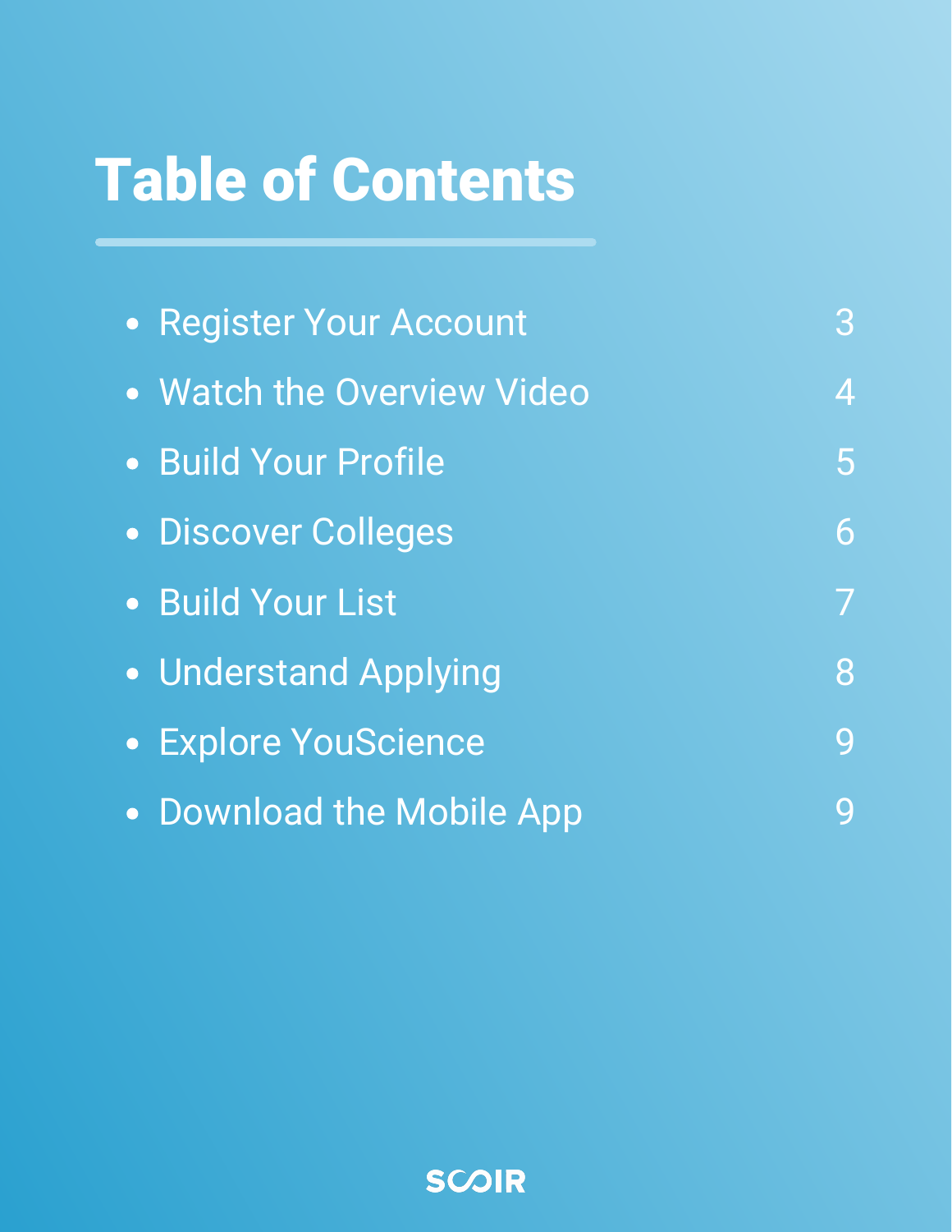# Table of Contents

- Register Your Account 3
- Watch the Overview Video 4
- Build Your Profile 5
- Discover Colleges 6
- Build Your List 7
- Understand Applying 8
- Explore YouScience 9
- Download the Mobile App 9

SCOIR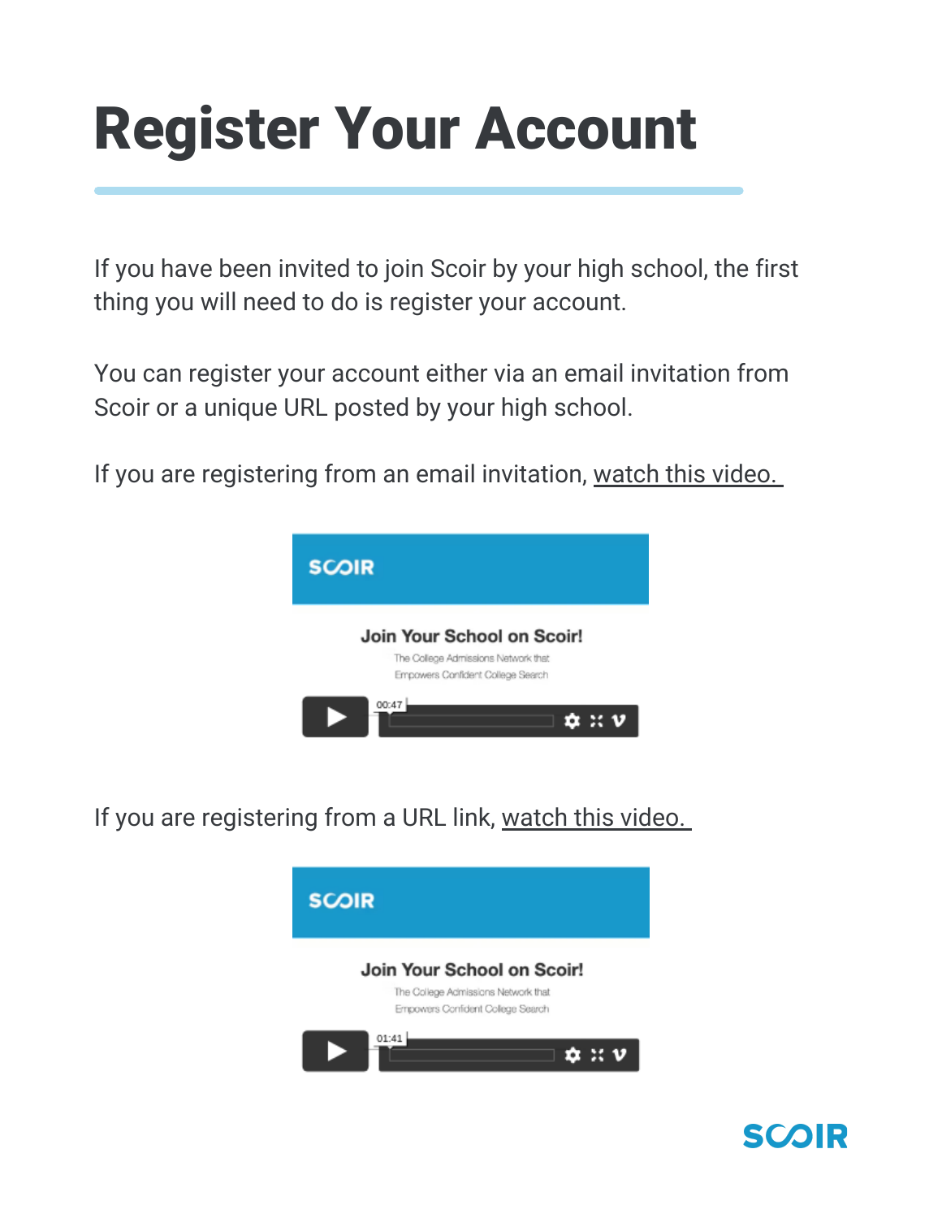# Register Your Account

If you have been invited to join Scoir by your high school, the first thing you will need to do is register your account.

You can register your account either via an email invitation from Scoir or a unique URL posted by your high school.

If you are registering from an email invitation, watch this video.

SCOIR

Join Your School on Scoir!

The College Admissions Network that Empowers Confident College Search

00:47

If you are registering from a URL link, watch this video.

SCOIR

Join Your School on Scoir!

The College Admissions Network that Empowers Confident College Search

01:41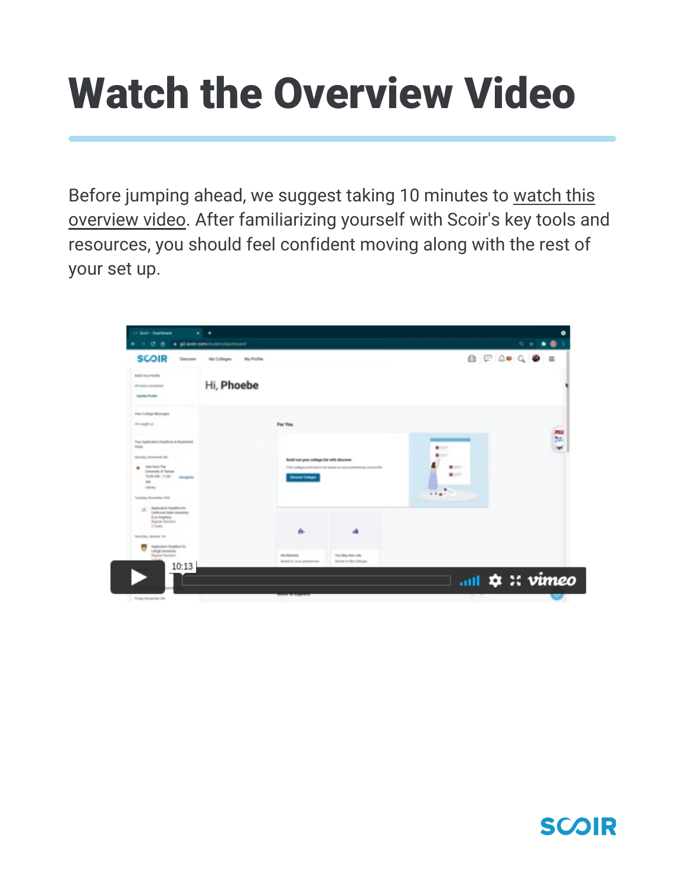# Watch the Overview Video

Before jumping ahead, we suggest taking 10 minutes to watch this overview video. After familiarizing yourself with Scoir's key tools and resources, you should feel confident moving along with the rest of your set up.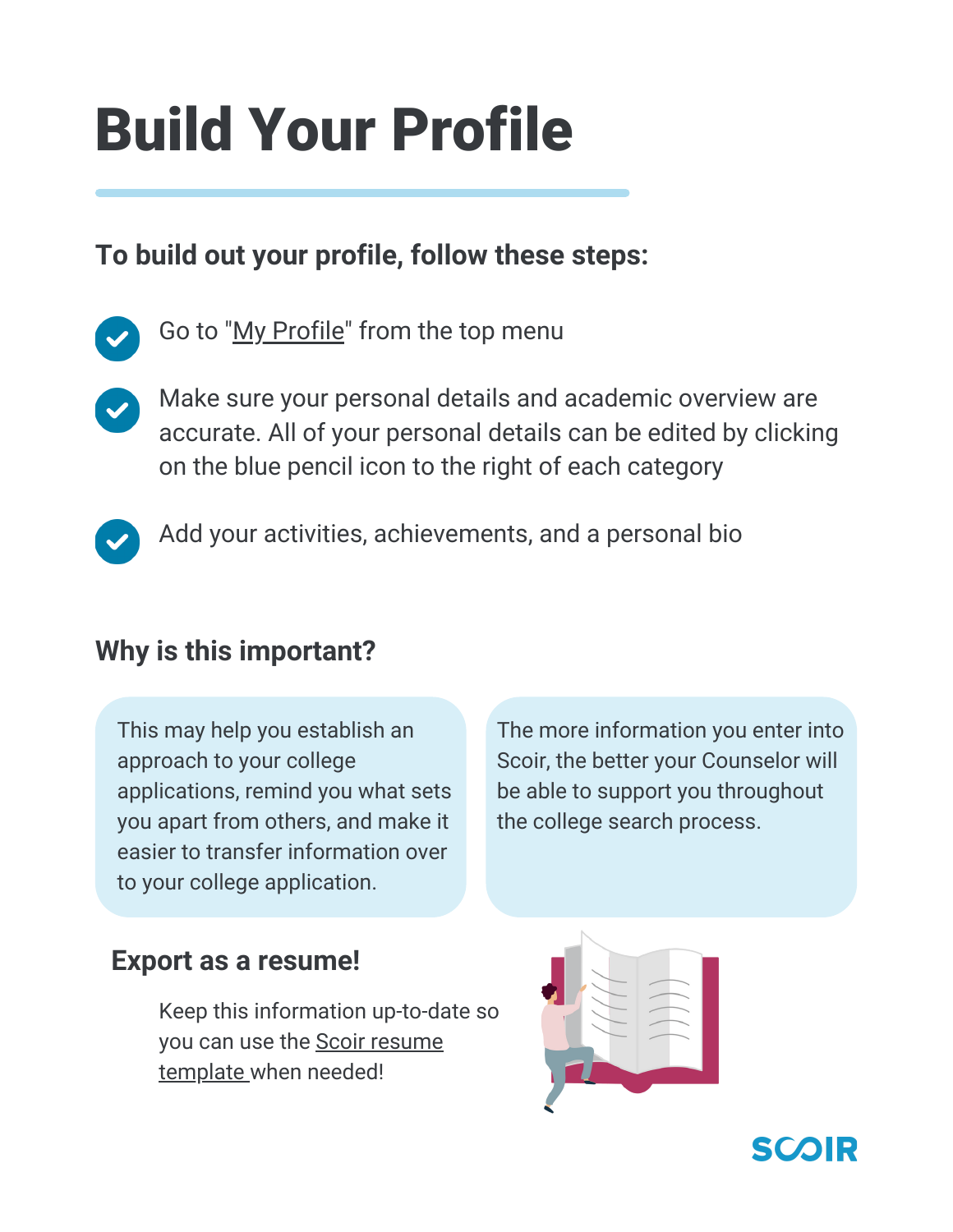# Build Your Profile

**To build out your profile, follow these steps:**

- Go to "My Profile" from the top menu
- Make sure your personal details and academic overview are accurate. All of your personal details can be edited by clicking on the blue pencil icon to the right of each category
- Add your activities, achievements, and a personal bio

## Why is this important?

This may help you establish an approach to your college applications, remind you what sets you apart from others, and make it easier to transfer information over to your college application.

The more information you enter into Scoir, the better your Counselor will be able to support you throughout the college search process.

## Export as a resume!

Keep this information up-to-date so you can use the Scoir resume template when needed!

SCOIR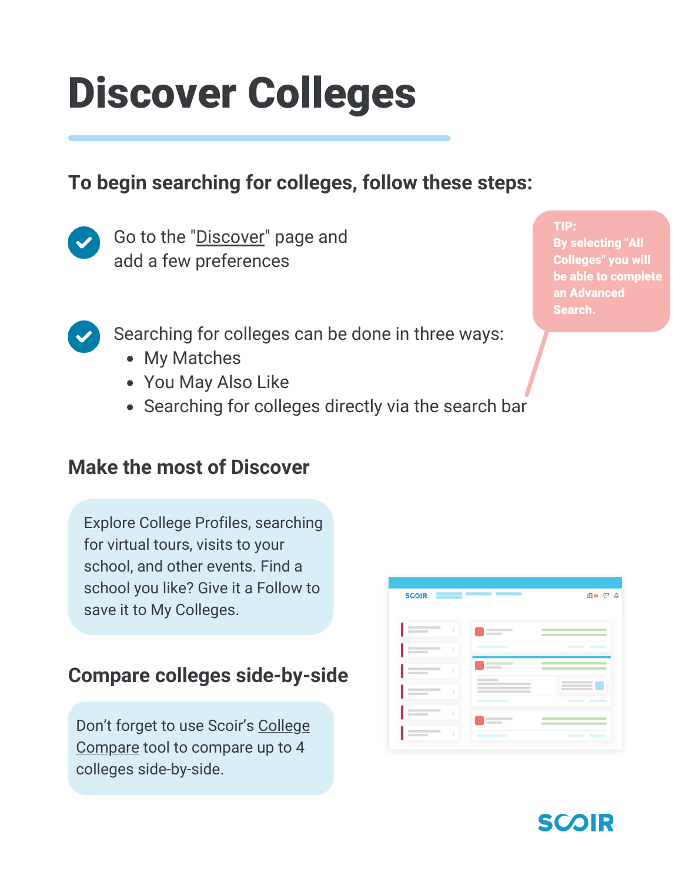# Discover Colleges

## To begin searching for colleges, follow these steps:

- Go to the "Discover" page and add a few preferences
- Searching for colleges can be done in three ways:
  - My Matches
  - You May Also Like
  - Searching for colleges directly via the search bar

**TIP:**
**By selecting "All Colleges" you will be able to complete an Advanced Search.**

## Make the most of Discover

Explore College Profiles, searching for virtual tours, visits to your school, and other events. Find a school you like? Give it a Follow to save it to My Colleges.

## Compare colleges side-by-side

Don't forget to use Scoir's College Compare tool to compare up to 4 colleges side-by-side.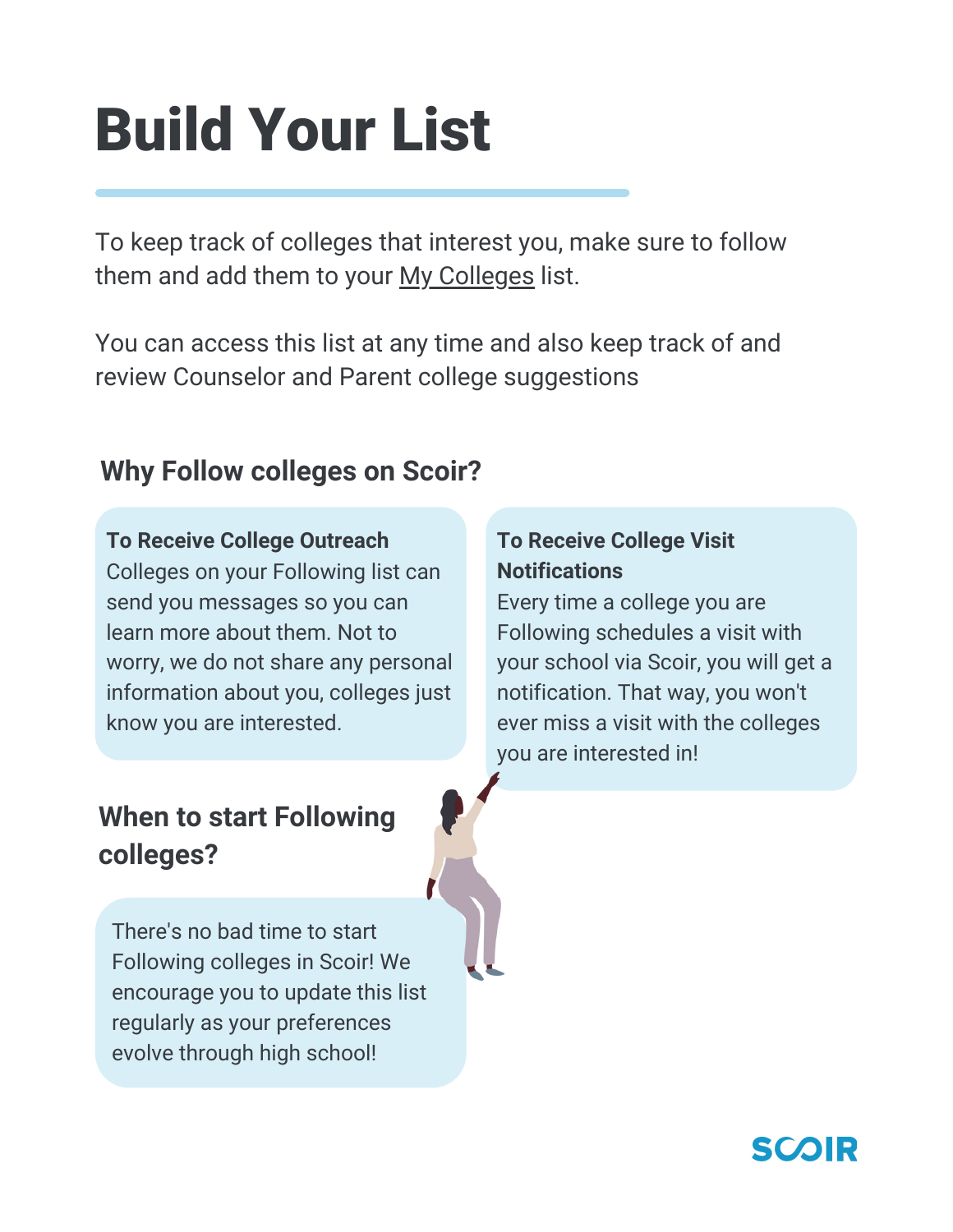# Build Your List

To keep track of colleges that interest you, make sure to follow them and add them to your My Colleges list.

You can access this list at any time and also keep track of and review Counselor and Parent college suggestions

## Why Follow colleges on Scoir?

**To Receive College Outreach**
Colleges on your Following list can send you messages so you can learn more about them. Not to worry, we do not share any personal information about you, colleges just know you are interested.

**To Receive College Visit Notifications**
Every time a college you are Following schedules a visit with your school via Scoir, you will get a notification. That way, you won't ever miss a visit with the colleges you are interested in!

## When to start Following colleges?

There's no bad time to start Following colleges in Scoir! We encourage you to update this list regularly as your preferences evolve through high school!

SCOIR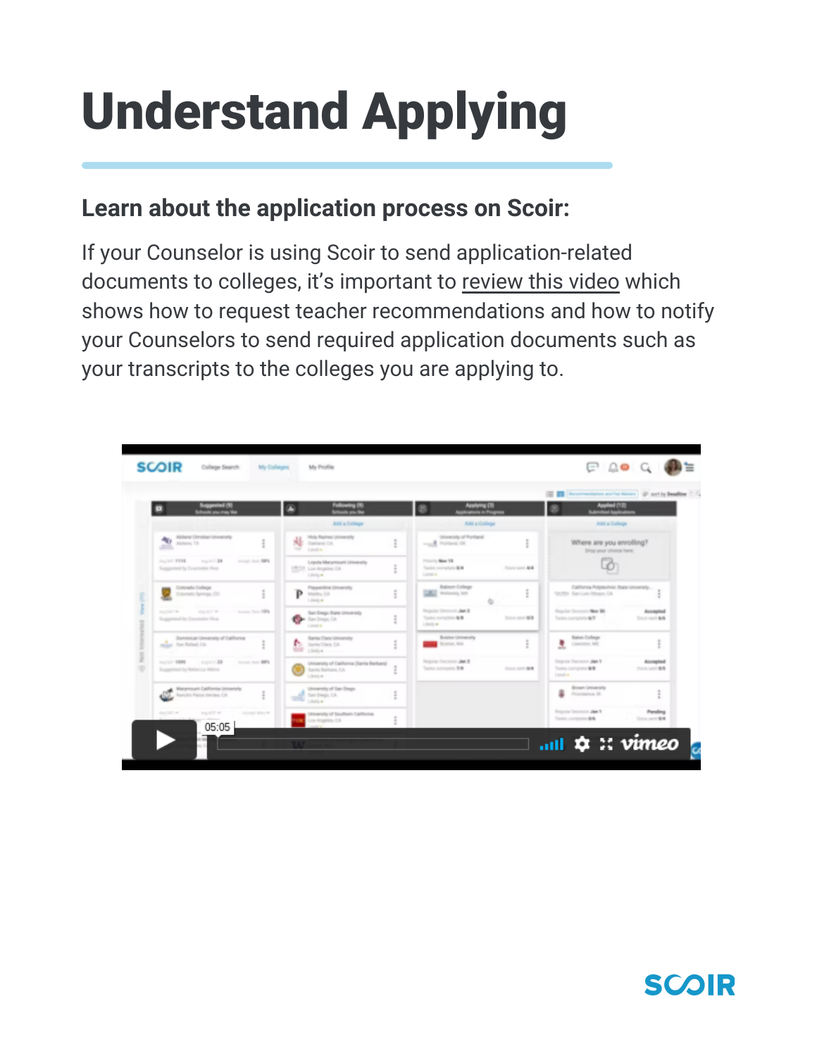# Understand Applying

### Learn about the application process on Scoir:

If your Counselor is using Scoir to send application-related documents to colleges, it's important to review this video which shows how to request teacher recommendations and how to notify your Counselors to send required application documents such as your transcripts to the colleges you are applying to.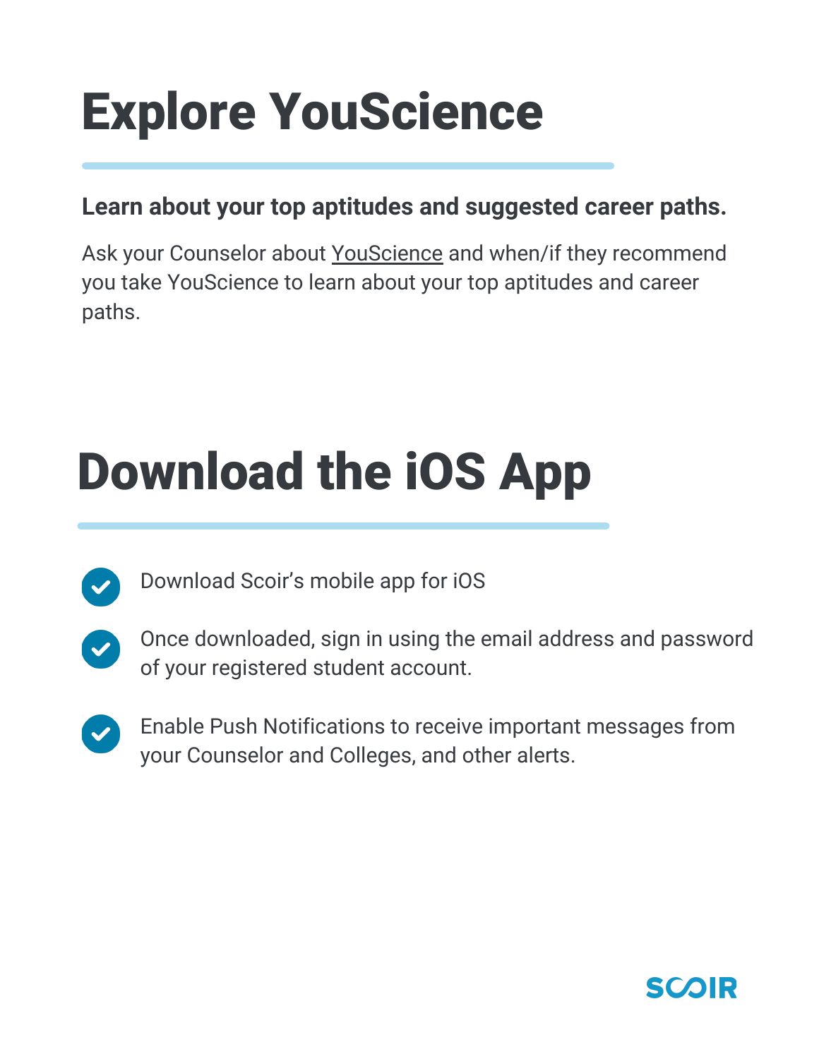# Explore YouScience

**Learn about your top aptitudes and suggested career paths.**

Ask your Counselor about YouScience and when/if they recommend you take YouScience to learn about your top aptitudes and career paths.

# Download the iOS App

- Download Scoir's mobile app for iOS
- Once downloaded, sign in using the email address and password of your registered student account.
- Enable Push Notifications to receive important messages from your Counselor and Colleges, and other alerts.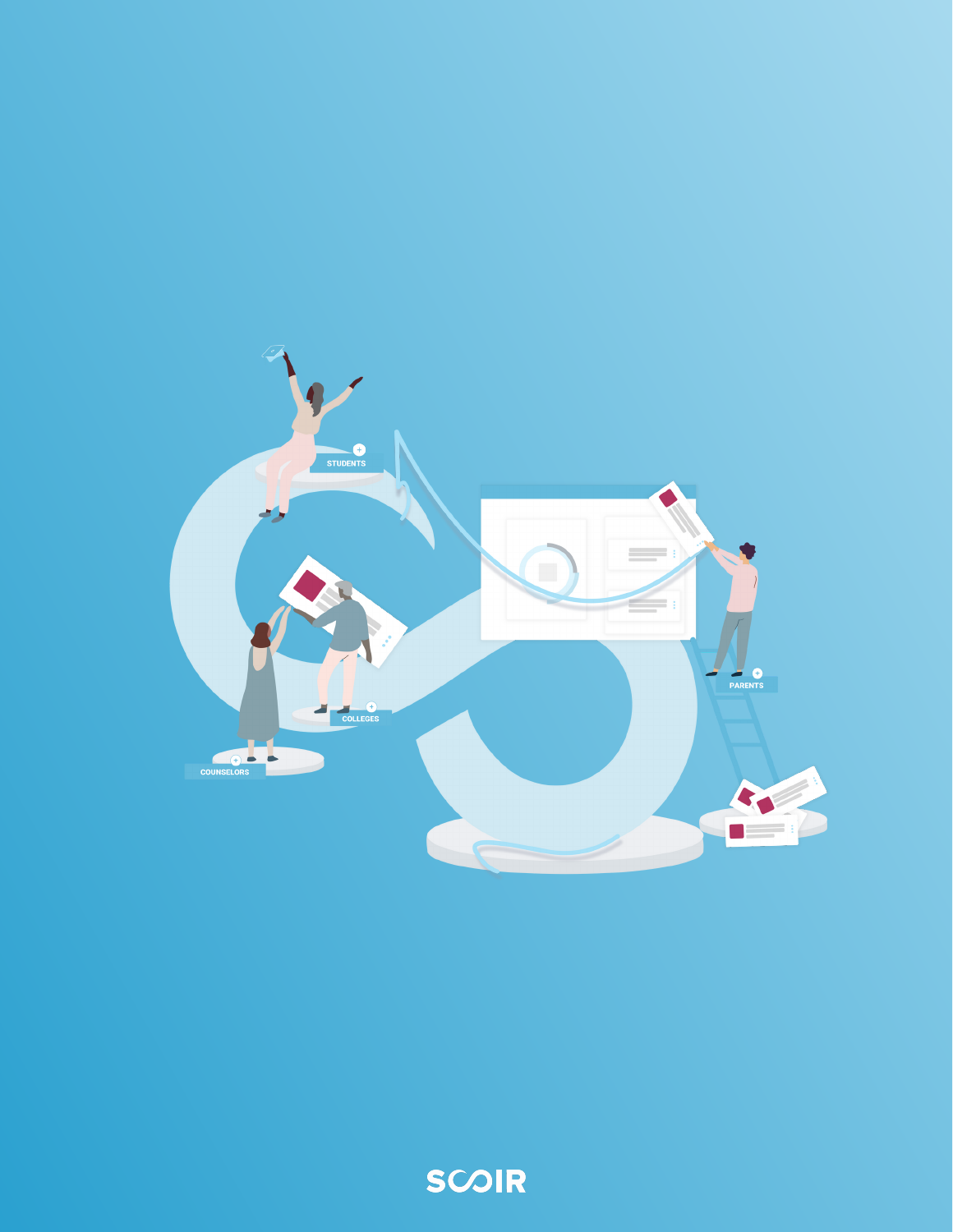STUDENTS

COLLEGES

COUNSELORS

PARENTS

SCOIR